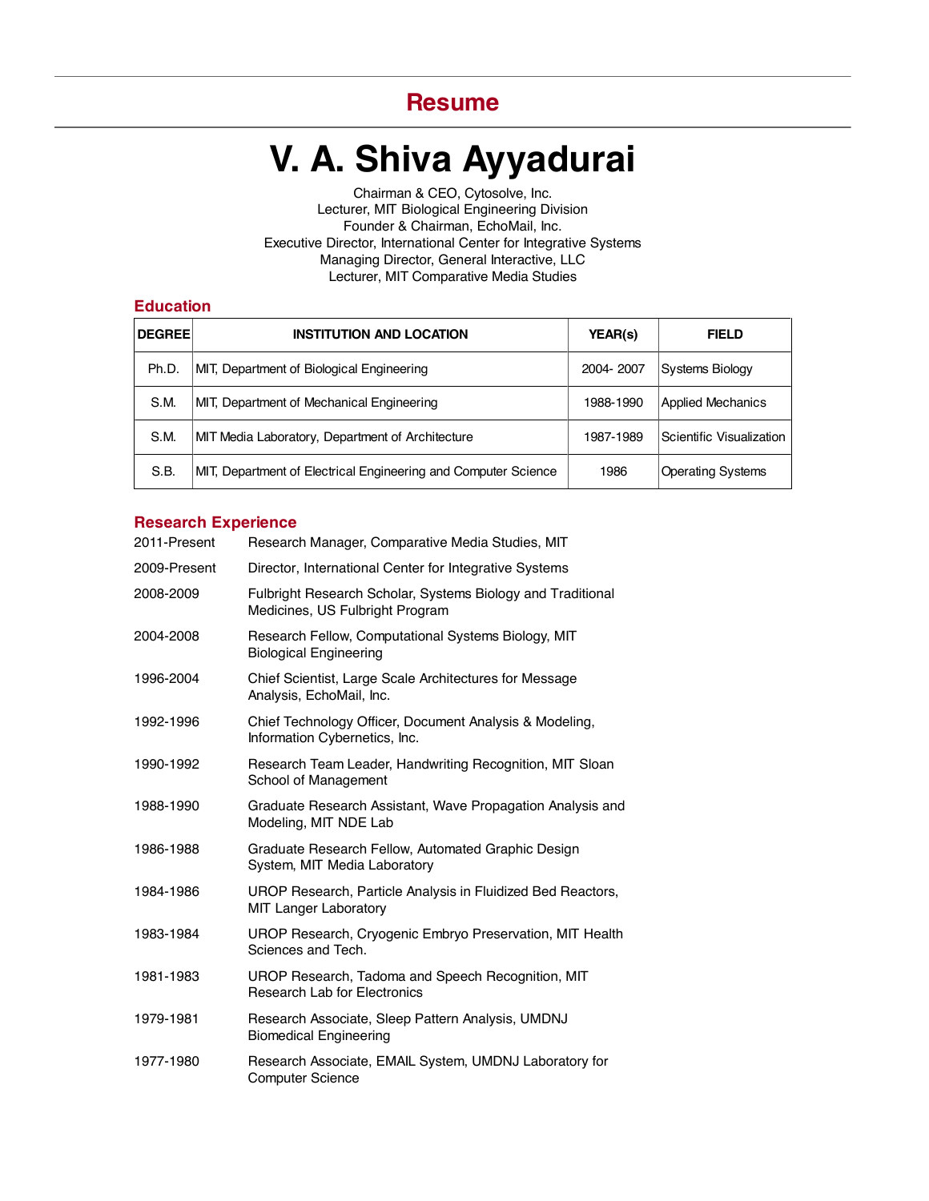# Resume

# V. A. Shiva Ayyadurai

Chairman & CEO, Cytosolve, Inc.
Lecturer, MIT Biological Engineering Division
Founder & Chairman, EchoMail, Inc.
Executive Director, International Center for Integrative Systems
Managing Director, General Interactive, LLC
Lecturer, MIT Comparative Media Studies

## Education

| DEGREE | INSTITUTION AND LOCATION | YEAR(s) | FIELD |
|---|---|---|---|
| Ph.D. | MIT, Department of Biological Engineering | 2004- 2007 | Systems Biology |
| S.M. | MIT, Department of Mechanical Engineering | 1988-1990 | Applied Mechanics |
| S.M. | MIT Media Laboratory, Department of Architecture | 1987-1989 | Scientific Visualization |
| S.B. | MIT, Department of Electrical Engineering and Computer Science | 1986 | Operating Systems |

## Research Experience

2011-Present — Research Manager, Comparative Media Studies, MIT

2009-Present — Director, International Center for Integrative Systems

2008-2009 — Fulbright Research Scholar, Systems Biology and Traditional Medicines, US Fulbright Program

2004-2008 — Research Fellow, Computational Systems Biology, MIT Biological Engineering

1996-2004 — Chief Scientist, Large Scale Architectures for Message Analysis, EchoMail, Inc.

1992-1996 — Chief Technology Officer, Document Analysis & Modeling, Information Cybernetics, Inc.

1990-1992 — Research Team Leader, Handwriting Recognition, MIT Sloan School of Management

1988-1990 — Graduate Research Assistant, Wave Propagation Analysis and Modeling, MIT NDE Lab

1986-1988 — Graduate Research Fellow, Automated Graphic Design System, MIT Media Laboratory

1984-1986 — UROP Research, Particle Analysis in Fluidized Bed Reactors, MIT Langer Laboratory

1983-1984 — UROP Research, Cryogenic Embryo Preservation, MIT Health Sciences and Tech.

1981-1983 — UROP Research, Tadoma and Speech Recognition, MIT Research Lab for Electronics

1979-1981 — Research Associate, Sleep Pattern Analysis, UMDNJ Biomedical Engineering

1977-1980 — Research Associate, EMAIL System, UMDNJ Laboratory for Computer Science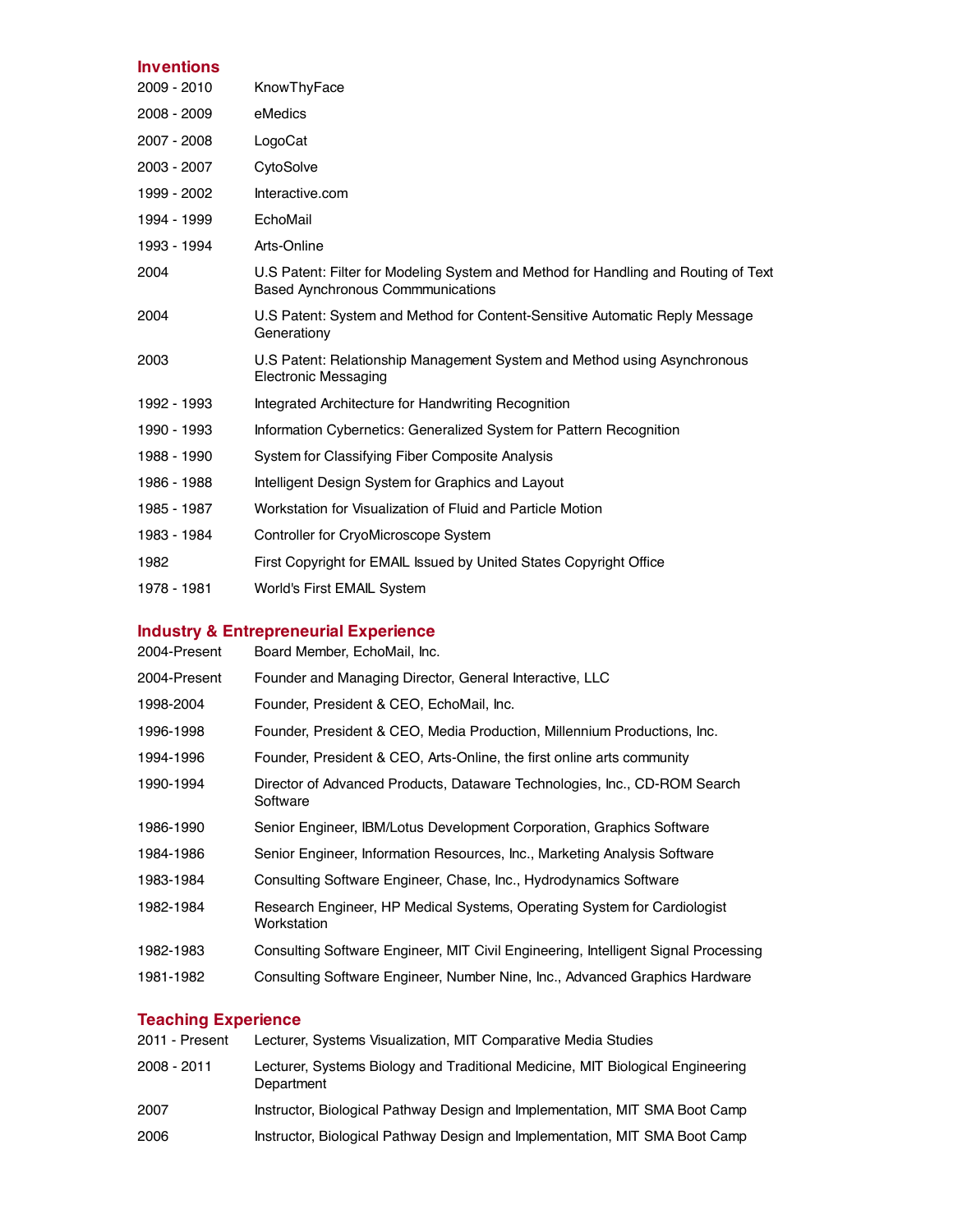## Inventions

| | |
|---|---|
| 2009 - 2010 | KnowThyFace |
| 2008 - 2009 | eMedics |
| 2007 - 2008 | LogoCat |
| 2003 - 2007 | CytoSolve |
| 1999 - 2002 | Interactive.com |
| 1994 - 1999 | EchoMail |
| 1993 - 1994 | Arts-Online |
| 2004 | U.S Patent: Filter for Modeling System and Method for Handling and Routing of Text Based Aynchronous Commmunications |
| 2004 | U.S Patent: System and Method for Content-Sensitive Automatic Reply Message Generationy |
| 2003 | U.S Patent: Relationship Management System and Method using Asynchronous Electronic Messaging |
| 1992 - 1993 | Integrated Architecture for Handwriting Recognition |
| 1990 - 1993 | Information Cybernetics: Generalized System for Pattern Recognition |
| 1988 - 1990 | System for Classifying Fiber Composite Analysis |
| 1986 - 1988 | Intelligent Design System for Graphics and Layout |
| 1985 - 1987 | Workstation for Visualization of Fluid and Particle Motion |
| 1983 - 1984 | Controller for CryoMicroscope System |
| 1982 | First Copyright for EMAIL Issued by United States Copyright Office |
| 1978 - 1981 | World's First EMAIL System |

## Industry & Entrepreneurial Experience

| | |
|---|---|
| 2004-Present | Board Member, EchoMail, Inc. |
| 2004-Present | Founder and Managing Director, General Interactive, LLC |
| 1998-2004 | Founder, President & CEO, EchoMail, Inc. |
| 1996-1998 | Founder, President & CEO, Media Production, Millennium Productions, Inc. |
| 1994-1996 | Founder, President & CEO, Arts-Online, the first online arts community |
| 1990-1994 | Director of Advanced Products, Dataware Technologies, Inc., CD-ROM Search Software |
| 1986-1990 | Senior Engineer, IBM/Lotus Development Corporation, Graphics Software |
| 1984-1986 | Senior Engineer, Information Resources, Inc., Marketing Analysis Software |
| 1983-1984 | Consulting Software Engineer, Chase, Inc., Hydrodynamics Software |
| 1982-1984 | Research Engineer, HP Medical Systems, Operating System for Cardiologist Workstation |
| 1982-1983 | Consulting Software Engineer, MIT Civil Engineering, Intelligent Signal Processing |
| 1981-1982 | Consulting Software Engineer, Number Nine, Inc., Advanced Graphics Hardware |

## Teaching Experience

| | |
|---|---|
| 2011 - Present | Lecturer, Systems Visualization, MIT Comparative Media Studies |
| 2008 - 2011 | Lecturer, Systems Biology and Traditional Medicine, MIT Biological Engineering Department |
| 2007 | Instructor, Biological Pathway Design and Implementation, MIT SMA Boot Camp |
| 2006 | Instructor, Biological Pathway Design and Implementation, MIT SMA Boot Camp |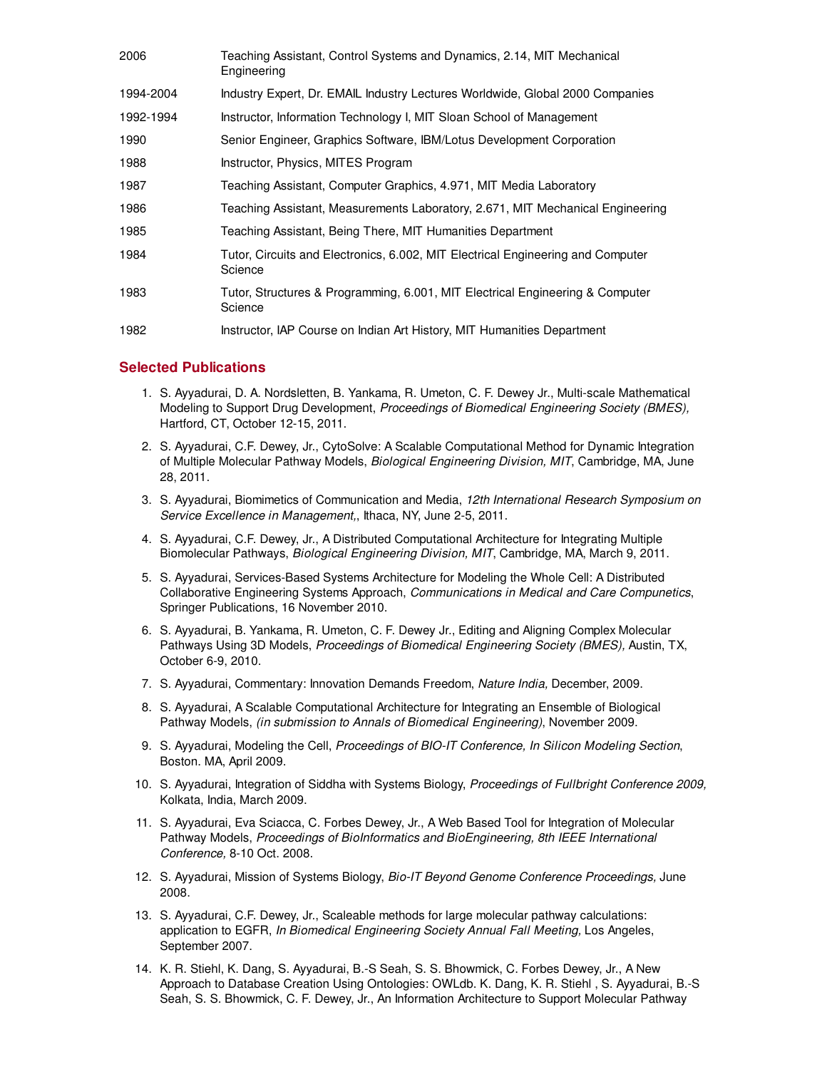| | |
|---|---|
| 2006 | Teaching Assistant, Control Systems and Dynamics, 2.14, MIT Mechanical Engineering |
| 1994-2004 | Industry Expert, Dr. EMAIL Industry Lectures Worldwide, Global 2000 Companies |
| 1992-1994 | Instructor, Information Technology I, MIT Sloan School of Management |
| 1990 | Senior Engineer, Graphics Software, IBM/Lotus Development Corporation |
| 1988 | Instructor, Physics, MITES Program |
| 1987 | Teaching Assistant, Computer Graphics, 4.971, MIT Media Laboratory |
| 1986 | Teaching Assistant, Measurements Laboratory, 2.671, MIT Mechanical Engineering |
| 1985 | Teaching Assistant, Being There, MIT Humanities Department |
| 1984 | Tutor, Circuits and Electronics, 6.002, MIT Electrical Engineering and Computer Science |
| 1983 | Tutor, Structures & Programming, 6.001, MIT Electrical Engineering & Computer Science |
| 1982 | Instructor, IAP Course on Indian Art History, MIT Humanities Department |

## Selected Publications

1. S. Ayyadurai, D. A. Nordsletten, B. Yankama, R. Umeton, C. F. Dewey Jr., Multi-scale Mathematical Modeling to Support Drug Development, *Proceedings of Biomedical Engineering Society (BMES),* Hartford, CT, October 12-15, 2011.
2. S. Ayyadurai, C.F. Dewey, Jr., CytoSolve: A Scalable Computational Method for Dynamic Integration of Multiple Molecular Pathway Models, *Biological Engineering Division, MIT*, Cambridge, MA, June 28, 2011.
3. S. Ayyadurai, Biomimetics of Communication and Media, *12th International Research Symposium on Service Excellence in Management,*, Ithaca, NY, June 2-5, 2011.
4. S. Ayyadurai, C.F. Dewey, Jr., A Distributed Computational Architecture for Integrating Multiple Biomolecular Pathways, *Biological Engineering Division, MIT*, Cambridge, MA, March 9, 2011.
5. S. Ayyadurai, Services-Based Systems Architecture for Modeling the Whole Cell: A Distributed Collaborative Engineering Systems Approach, *Communications in Medical and Care Compunetics*, Springer Publications, 16 November 2010.
6. S. Ayyadurai, B. Yankama, R. Umeton, C. F. Dewey Jr., Editing and Aligning Complex Molecular Pathways Using 3D Models, *Proceedings of Biomedical Engineering Society (BMES),* Austin, TX, October 6-9, 2010.
7. S. Ayyadurai, Commentary: Innovation Demands Freedom, *Nature India,* December, 2009.
8. S. Ayyadurai, A Scalable Computational Architecture for Integrating an Ensemble of Biological Pathway Models, *(in submission to Annals of Biomedical Engineering)*, November 2009.
9. S. Ayyadurai, Modeling the Cell, *Proceedings of BIO-IT Conference, In Silicon Modeling Section*, Boston. MA, April 2009.
10. S. Ayyadurai, Integration of Siddha with Systems Biology, *Proceedings of Fullbright Conference 2009,* Kolkata, India, March 2009.
11. S. Ayyadurai, Eva Sciacca, C. Forbes Dewey, Jr., A Web Based Tool for Integration of Molecular Pathway Models, *Proceedings of BioInformatics and BioEngineering, 8th IEEE International Conference,* 8-10 Oct. 2008.
12. S. Ayyadurai, Mission of Systems Biology, *Bio-IT Beyond Genome Conference Proceedings,* June 2008.
13. S. Ayyadurai, C.F. Dewey, Jr., Scaleable methods for large molecular pathway calculations: application to EGFR, *In Biomedical Engineering Society Annual Fall Meeting,* Los Angeles, September 2007.
14. K. R. Stiehl, K. Dang, S. Ayyadurai, B.-S Seah, S. S. Bhowmick, C. Forbes Dewey, Jr., A New Approach to Database Creation Using Ontologies: OWLdb. K. Dang, K. R. Stiehl , S. Ayyadurai, B.-S Seah, S. S. Bhowmick, C. F. Dewey, Jr., An Information Architecture to Support Molecular Pathway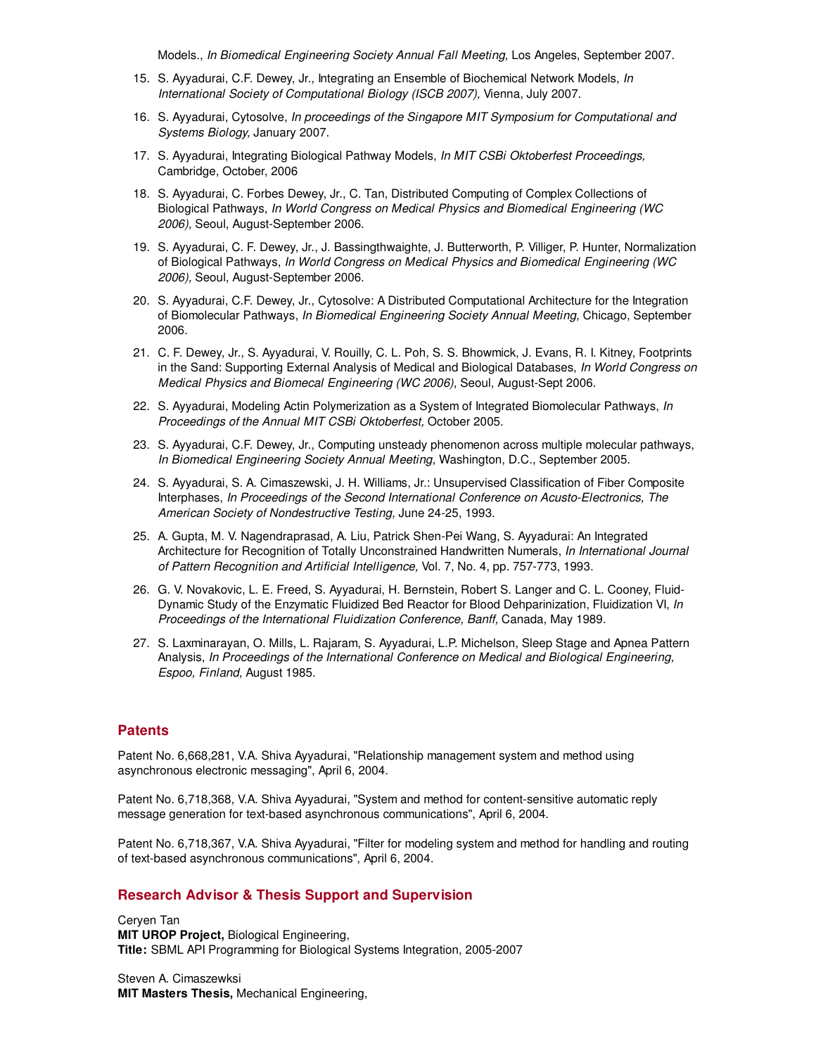Models., *In Biomedical Engineering Society Annual Fall Meeting,* Los Angeles, September 2007.

15. S. Ayyadurai, C.F. Dewey, Jr., Integrating an Ensemble of Biochemical Network Models, *In International Society of Computational Biology (ISCB 2007),* Vienna, July 2007.
16. S. Ayyadurai, Cytosolve, *In proceedings of the Singapore MIT Symposium for Computational and Systems Biology,* January 2007.
17. S. Ayyadurai, Integrating Biological Pathway Models, *In MIT CSBi Oktoberfest Proceedings,* Cambridge, October, 2006
18. S. Ayyadurai, C. Forbes Dewey, Jr., C. Tan, Distributed Computing of Complex Collections of Biological Pathways, *In World Congress on Medical Physics and Biomedical Engineering (WC 2006),* Seoul, August-September 2006.
19. S. Ayyadurai, C. F. Dewey, Jr., J. Bassingthwaighte, J. Butterworth, P. Villiger, P. Hunter, Normalization of Biological Pathways, *In World Congress on Medical Physics and Biomedical Engineering (WC 2006),* Seoul, August-September 2006.
20. S. Ayyadurai, C.F. Dewey, Jr., Cytosolve: A Distributed Computational Architecture for the Integration of Biomolecular Pathways, *In Biomedical Engineering Society Annual Meeting,* Chicago, September 2006.
21. C. F. Dewey, Jr., S. Ayyadurai, V. Rouilly, C. L. Poh, S. S. Bhowmick, J. Evans, R. I. Kitney, Footprints in the Sand: Supporting External Analysis of Medical and Biological Databases, *In World Congress on Medical Physics and Biomecal Engineering (WC 2006)*, Seoul, August-Sept 2006.
22. S. Ayyadurai, Modeling Actin Polymerization as a System of Integrated Biomolecular Pathways, *In Proceedings of the Annual MIT CSBi Oktoberfest,* October 2005.
23. S. Ayyadurai, C.F. Dewey, Jr., Computing unsteady phenomenon across multiple molecular pathways, *In Biomedical Engineering Society Annual Meeting,* Washington, D.C., September 2005.
24. S. Ayyadurai, S. A. Cimaszewski, J. H. Williams, Jr.: Unsupervised Classification of Fiber Composite Interphases, *In Proceedings of the Second International Conference on Acusto-Electronics, The American Society of Nondestructive Testing,* June 24-25, 1993.
25. A. Gupta, M. V. Nagendraprasad, A. Liu, Patrick Shen-Pei Wang, S. Ayyadurai: An Integrated Architecture for Recognition of Totally Unconstrained Handwritten Numerals, *In International Journal of Pattern Recognition and Artificial Intelligence,* Vol. 7, No. 4, pp. 757-773, 1993.
26. G. V. Novakovic, L. E. Freed, S. Ayyadurai, H. Bernstein, Robert S. Langer and C. L. Cooney, Fluid-Dynamic Study of the Enzymatic Fluidized Bed Reactor for Blood Dehparinization, Fluidization VI, *In Proceedings of the International Fluidization Conference, Banff,* Canada, May 1989.
27. S. Laxminarayan, O. Mills, L. Rajaram, S. Ayyadurai, L.P. Michelson, Sleep Stage and Apnea Pattern Analysis, *In Proceedings of the International Conference on Medical and Biological Engineering, Espoo, Finland,* August 1985.

## Patents

Patent No. 6,668,281, V.A. Shiva Ayyadurai, "Relationship management system and method using asynchronous electronic messaging", April 6, 2004.

Patent No. 6,718,368, V.A. Shiva Ayyadurai, "System and method for content-sensitive automatic reply message generation for text-based asynchronous communications", April 6, 2004.

Patent No. 6,718,367, V.A. Shiva Ayyadurai, "Filter for modeling system and method for handling and routing of text-based asynchronous communications", April 6, 2004.

## Research Advisor & Thesis Support and Supervision

Ceryen Tan
**MIT UROP Project,** Biological Engineering,
**Title:** SBML API Programming for Biological Systems Integration, 2005-2007

Steven A. Cimaszewksi
**MIT Masters Thesis,** Mechanical Engineering,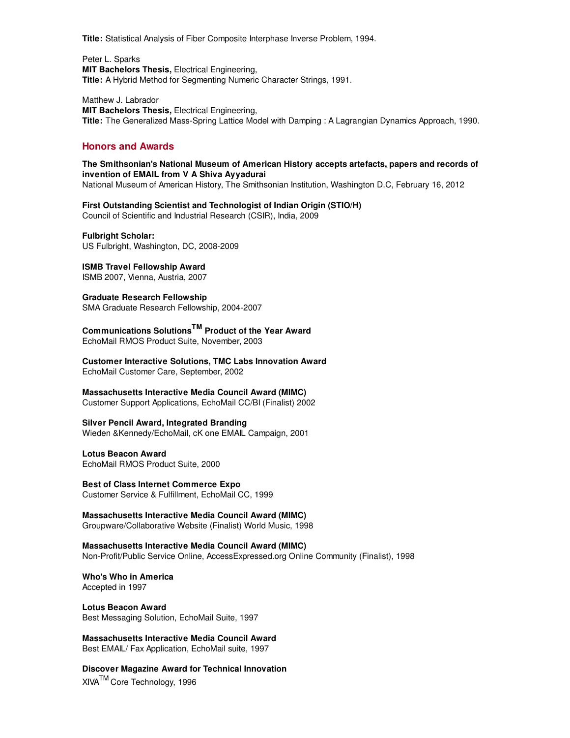**Title:** Statistical Analysis of Fiber Composite Interphase Inverse Problem, 1994.

Peter L. Sparks
**MIT Bachelors Thesis,** Electrical Engineering,
**Title:** A Hybrid Method for Segmenting Numeric Character Strings, 1991.

Matthew J. Labrador
**MIT Bachelors Thesis,** Electrical Engineering,
**Title:** The Generalized Mass-Spring Lattice Model with Damping : A Lagrangian Dynamics Approach, 1990.

## Honors and Awards

**The Smithsonian's National Museum of American History accepts artefacts, papers and records of invention of EMAIL from V A Shiva Ayyadurai**
National Museum of American History, The Smithsonian Institution, Washington D.C, February 16, 2012

**First Outstanding Scientist and Technologist of Indian Origin (STIO/H)**
Council of Scientific and Industrial Research (CSIR), India, 2009

**Fulbright Scholar:**
US Fulbright, Washington, DC, 2008-2009

**ISMB Travel Fellowship Award**
ISMB 2007, Vienna, Austria, 2007

**Graduate Research Fellowship**
SMA Graduate Research Fellowship, 2004-2007

**Communications Solutions™ Product of the Year Award**
EchoMail RMOS Product Suite, November, 2003

**Customer Interactive Solutions, TMC Labs Innovation Award**
EchoMail Customer Care, September, 2002

**Massachusetts Interactive Media Council Award (MIMC)**
Customer Support Applications, EchoMail CC/BI (Finalist) 2002

**Silver Pencil Award, Integrated Branding**
Wieden &Kennedy/EchoMail, cK one EMAIL Campaign, 2001

**Lotus Beacon Award**
EchoMail RMOS Product Suite, 2000

**Best of Class Internet Commerce Expo**
Customer Service & Fulfillment, EchoMail CC, 1999

**Massachusetts Interactive Media Council Award (MIMC)**
Groupware/Collaborative Website (Finalist) World Music, 1998

**Massachusetts Interactive Media Council Award (MIMC)**
Non-Profit/Public Service Online, AccessExpressed.org Online Community (Finalist), 1998

**Who's Who in America**
Accepted in 1997

**Lotus Beacon Award**
Best Messaging Solution, EchoMail Suite, 1997

**Massachusetts Interactive Media Council Award**
Best EMAIL/ Fax Application, EchoMail suite, 1997

**Discover Magazine Award for Technical Innovation**
XIVA™ Core Technology, 1996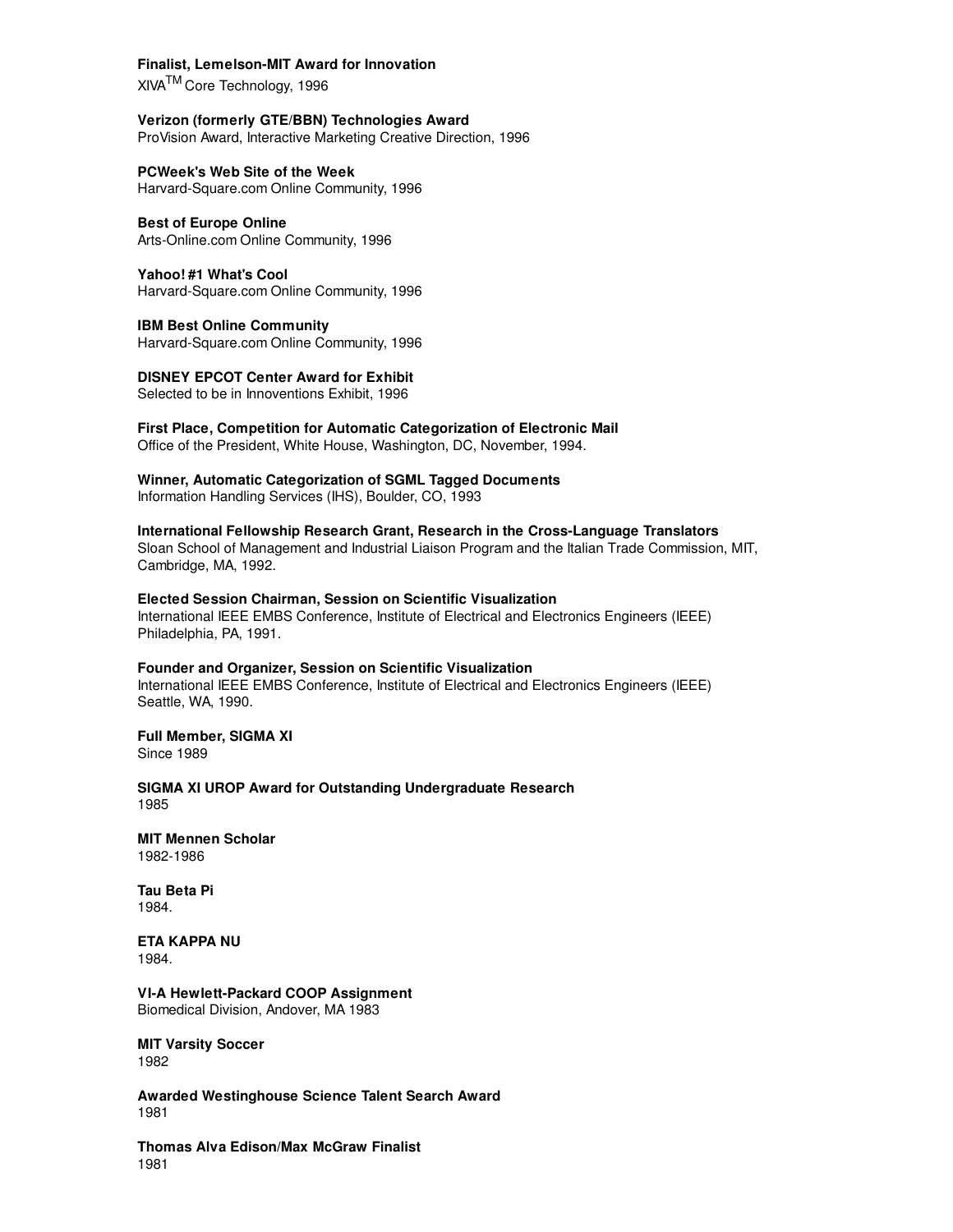**Finalist, Lemelson-MIT Award for Innovation**
XIVA$^{TM}$ Core Technology, 1996

**Verizon (formerly GTE/BBN) Technologies Award**
ProVision Award, Interactive Marketing Creative Direction, 1996

**PCWeek's Web Site of the Week**
Harvard-Square.com Online Community, 1996

**Best of Europe Online**
Arts-Online.com Online Community, 1996

**Yahoo! #1 What's Cool**
Harvard-Square.com Online Community, 1996

**IBM Best Online Community**
Harvard-Square.com Online Community, 1996

**DISNEY EPCOT Center Award for Exhibit**
Selected to be in Innoventions Exhibit, 1996

**First Place, Competition for Automatic Categorization of Electronic Mail**
Office of the President, White House, Washington, DC, November, 1994.

**Winner, Automatic Categorization of SGML Tagged Documents**
Information Handling Services (IHS), Boulder, CO, 1993

**International Fellowship Research Grant, Research in the Cross-Language Translators**
Sloan School of Management and Industrial Liaison Program and the Italian Trade Commission, MIT, Cambridge, MA, 1992.

**Elected Session Chairman, Session on Scientific Visualization**
International IEEE EMBS Conference, Institute of Electrical and Electronics Engineers (IEEE)
Philadelphia, PA, 1991.

**Founder and Organizer, Session on Scientific Visualization**
International IEEE EMBS Conference, Institute of Electrical and Electronics Engineers (IEEE)
Seattle, WA, 1990.

**Full Member, SIGMA XI**
Since 1989

**SIGMA XI UROP Award for Outstanding Undergraduate Research**
1985

**MIT Mennen Scholar**
1982-1986

**Tau Beta Pi**
1984.

**ETA KAPPA NU**
1984.

**VI-A Hewlett-Packard COOP Assignment**
Biomedical Division, Andover, MA 1983

**MIT Varsity Soccer**
1982

**Awarded Westinghouse Science Talent Search Award**
1981

**Thomas Alva Edison/Max McGraw Finalist**
1981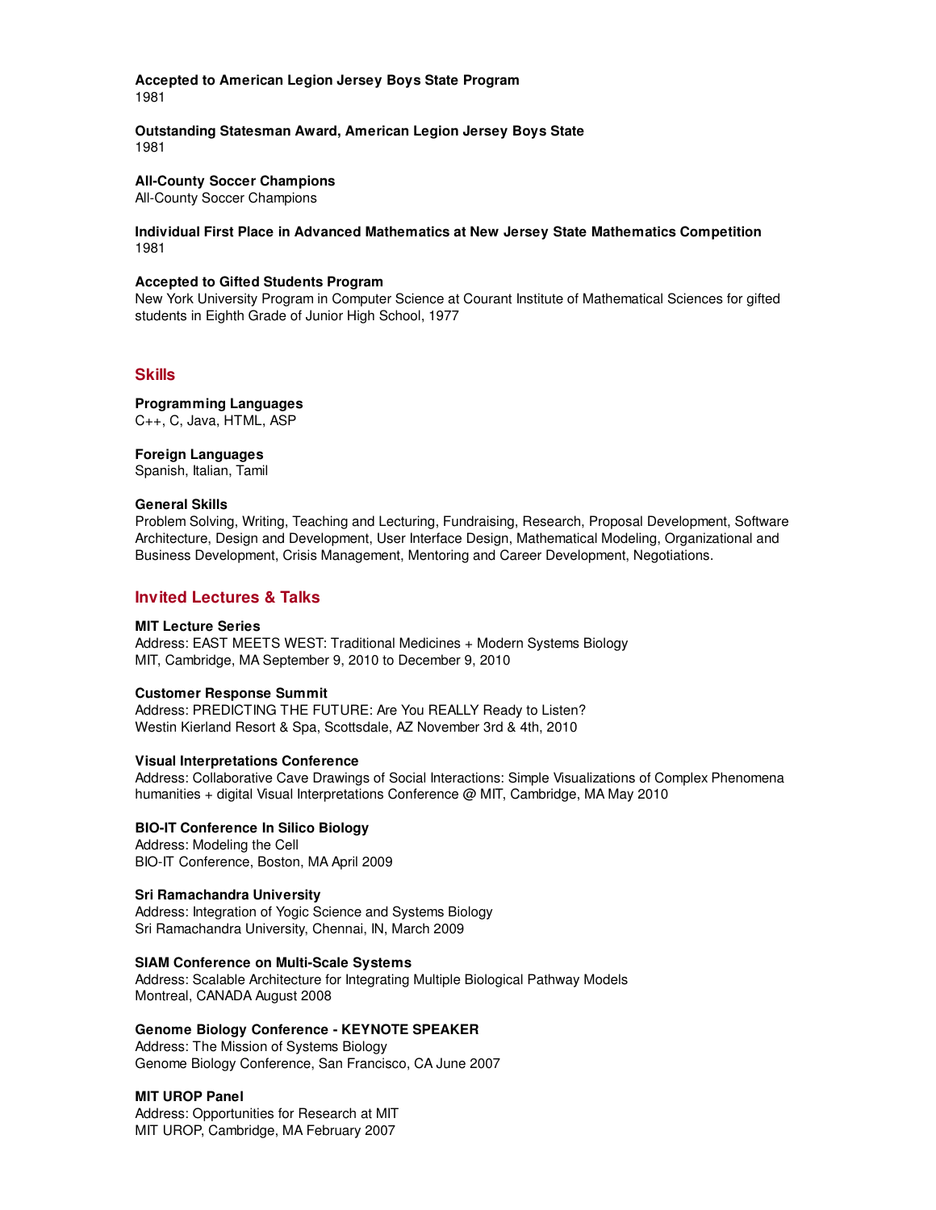**Accepted to American Legion Jersey Boys State Program**
1981

**Outstanding Statesman Award, American Legion Jersey Boys State**
1981

**All-County Soccer Champions**
All-County Soccer Champions

**Individual First Place in Advanced Mathematics at New Jersey State Mathematics Competition**
1981

**Accepted to Gifted Students Program**
New York University Program in Computer Science at Courant Institute of Mathematical Sciences for gifted students in Eighth Grade of Junior High School, 1977

## Skills

**Programming Languages**
C++, C, Java, HTML, ASP

**Foreign Languages**
Spanish, Italian, Tamil

**General Skills**
Problem Solving, Writing, Teaching and Lecturing, Fundraising, Research, Proposal Development, Software Architecture, Design and Development, User Interface Design, Mathematical Modeling, Organizational and Business Development, Crisis Management, Mentoring and Career Development, Negotiations.

## Invited Lectures & Talks

**MIT Lecture Series**
Address: EAST MEETS WEST: Traditional Medicines + Modern Systems Biology
MIT, Cambridge, MA September 9, 2010 to December 9, 2010

**Customer Response Summit**
Address: PREDICTING THE FUTURE: Are You REALLY Ready to Listen?
Westin Kierland Resort & Spa, Scottsdale, AZ November 3rd & 4th, 2010

**Visual Interpretations Conference**
Address: Collaborative Cave Drawings of Social Interactions: Simple Visualizations of Complex Phenomena
humanities + digital Visual Interpretations Conference @ MIT, Cambridge, MA May 2010

**BIO-IT Conference In Silico Biology**
Address: Modeling the Cell
BIO-IT Conference, Boston, MA April 2009

**Sri Ramachandra University**
Address: Integration of Yogic Science and Systems Biology
Sri Ramachandra University, Chennai, IN, March 2009

**SIAM Conference on Multi-Scale Systems**
Address: Scalable Architecture for Integrating Multiple Biological Pathway Models
Montreal, CANADA August 2008

**Genome Biology Conference - KEYNOTE SPEAKER**
Address: The Mission of Systems Biology
Genome Biology Conference, San Francisco, CA June 2007

**MIT UROP Panel**
Address: Opportunities for Research at MIT
MIT UROP, Cambridge, MA February 2007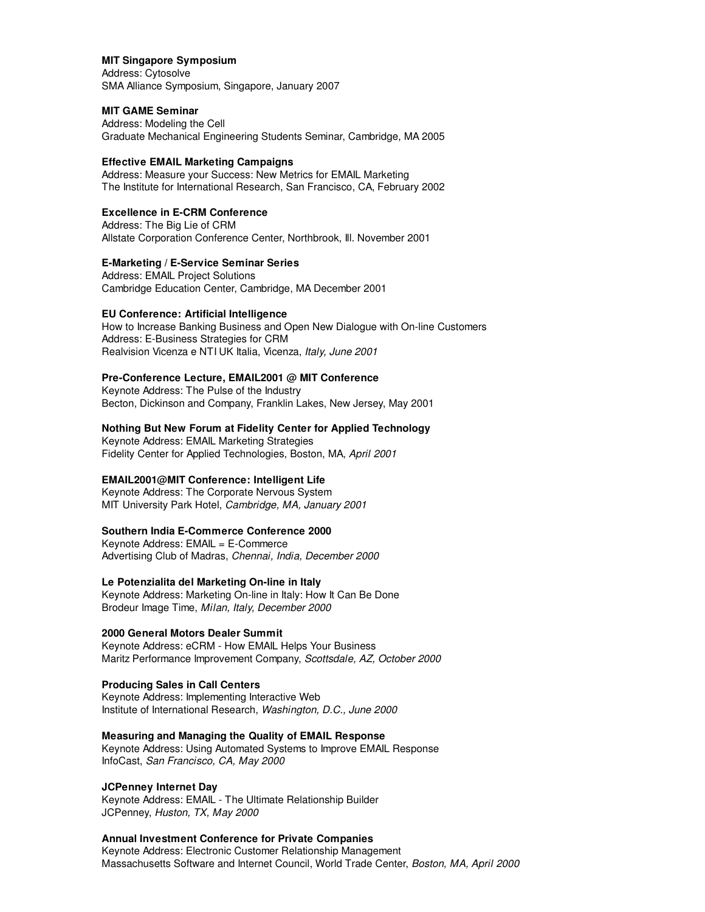**MIT Singapore Symposium**
Address: Cytosolve
SMA Alliance Symposium, Singapore, January 2007

**MIT GAME Seminar**
Address: Modeling the Cell
Graduate Mechanical Engineering Students Seminar, Cambridge, MA 2005

**Effective EMAIL Marketing Campaigns**
Address: Measure your Success: New Metrics for EMAIL Marketing
The Institute for International Research, San Francisco, CA, February 2002

**Excellence in E-CRM Conference**
Address: The Big Lie of CRM
Allstate Corporation Conference Center, Northbrook, Ill. November 2001

**E-Marketing / E-Service Seminar Series**
Address: EMAIL Project Solutions
Cambridge Education Center, Cambridge, MA December 2001

**EU Conference: Artificial Intelligence**
How to Increase Banking Business and Open New Dialogue with On-line Customers
Address: E-Business Strategies for CRM
Realvision Vicenza e NTI UK Italia, Vicenza, *Italy, June 2001*

**Pre-Conference Lecture, EMAIL2001 @ MIT Conference**
Keynote Address: The Pulse of the Industry
Becton, Dickinson and Company, Franklin Lakes, New Jersey, May 2001

**Nothing But New Forum at Fidelity Center for Applied Technology**
Keynote Address: EMAIL Marketing Strategies
Fidelity Center for Applied Technologies, Boston, MA, *April 2001*

**EMAIL2001@MIT Conference: Intelligent Life**
Keynote Address: The Corporate Nervous System
MIT University Park Hotel, *Cambridge, MA, January 2001*

**Southern India E-Commerce Conference 2000**
Keynote Address: EMAIL = E-Commerce
Advertising Club of Madras, *Chennai, India, December 2000*

**Le Potenzialita del Marketing On-line in Italy**
Keynote Address: Marketing On-line in Italy: How It Can Be Done
Brodeur Image Time, *Milan, Italy, December 2000*

**2000 General Motors Dealer Summit**
Keynote Address: eCRM - How EMAIL Helps Your Business
Maritz Performance Improvement Company, *Scottsdale, AZ, October 2000*

**Producing Sales in Call Centers**
Keynote Address: Implementing Interactive Web
Institute of International Research, *Washington, D.C., June 2000*

**Measuring and Managing the Quality of EMAIL Response**
Keynote Address: Using Automated Systems to Improve EMAIL Response
InfoCast, *San Francisco, CA, May 2000*

**JCPenney Internet Day**
Keynote Address: EMAIL - The Ultimate Relationship Builder
JCPenney, *Huston, TX, May 2000*

**Annual Investment Conference for Private Companies**
Keynote Address: Electronic Customer Relationship Management
Massachusetts Software and Internet Council, World Trade Center, *Boston, MA, April 2000*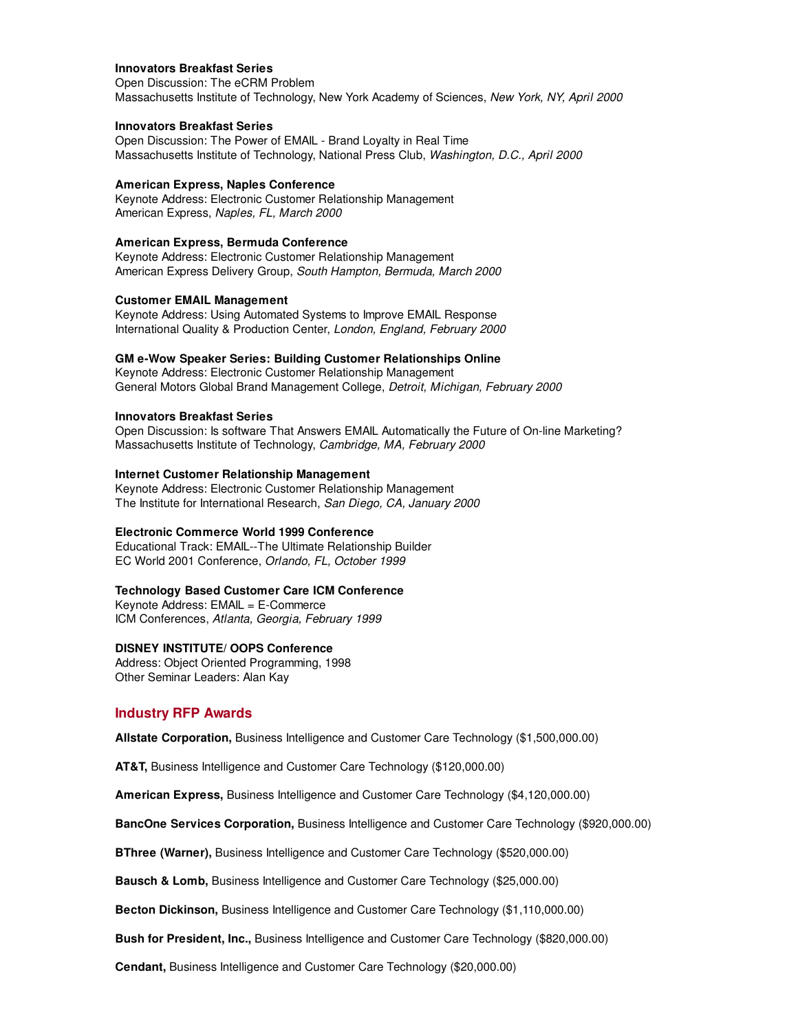**Innovators Breakfast Series**
Open Discussion: The eCRM Problem
Massachusetts Institute of Technology, New York Academy of Sciences, *New York, NY, April 2000*

**Innovators Breakfast Series**
Open Discussion: The Power of EMAIL - Brand Loyalty in Real Time
Massachusetts Institute of Technology, National Press Club, *Washington, D.C., April 2000*

**American Express, Naples Conference**
Keynote Address: Electronic Customer Relationship Management
American Express, *Naples, FL, March 2000*

**American Express, Bermuda Conference**
Keynote Address: Electronic Customer Relationship Management
American Express Delivery Group, *South Hampton, Bermuda, March 2000*

**Customer EMAIL Management**
Keynote Address: Using Automated Systems to Improve EMAIL Response
International Quality & Production Center, *London, England, February 2000*

**GM e-Wow Speaker Series: Building Customer Relationships Online**
Keynote Address: Electronic Customer Relationship Management
General Motors Global Brand Management College, *Detroit, Michigan, February 2000*

**Innovators Breakfast Series**
Open Discussion: Is software That Answers EMAIL Automatically the Future of On-line Marketing?
Massachusetts Institute of Technology, *Cambridge, MA, February 2000*

**Internet Customer Relationship Management**
Keynote Address: Electronic Customer Relationship Management
The Institute for International Research, *San Diego, CA, January 2000*

**Electronic Commerce World 1999 Conference**
Educational Track: EMAIL--The Ultimate Relationship Builder
EC World 2001 Conference, *Orlando, FL, October 1999*

**Technology Based Customer Care ICM Conference**
Keynote Address: EMAIL = E-Commerce
ICM Conferences, *Atlanta, Georgia, February 1999*

**DISNEY INSTITUTE/ OOPS Conference**
Address: Object Oriented Programming, 1998
Other Seminar Leaders: Alan Kay

## Industry RFP Awards

**Allstate Corporation,** Business Intelligence and Customer Care Technology ($1,500,000.00)

**AT&T,** Business Intelligence and Customer Care Technology ($120,000.00)

**American Express,** Business Intelligence and Customer Care Technology ($4,120,000.00)

**BancOne Services Corporation,** Business Intelligence and Customer Care Technology ($920,000.00)

**BThree (Warner),** Business Intelligence and Customer Care Technology ($520,000.00)

**Bausch & Lomb,** Business Intelligence and Customer Care Technology ($25,000.00)

**Becton Dickinson,** Business Intelligence and Customer Care Technology ($1,110,000.00)

**Bush for President, Inc.,** Business Intelligence and Customer Care Technology ($820,000.00)

**Cendant,** Business Intelligence and Customer Care Technology ($20,000.00)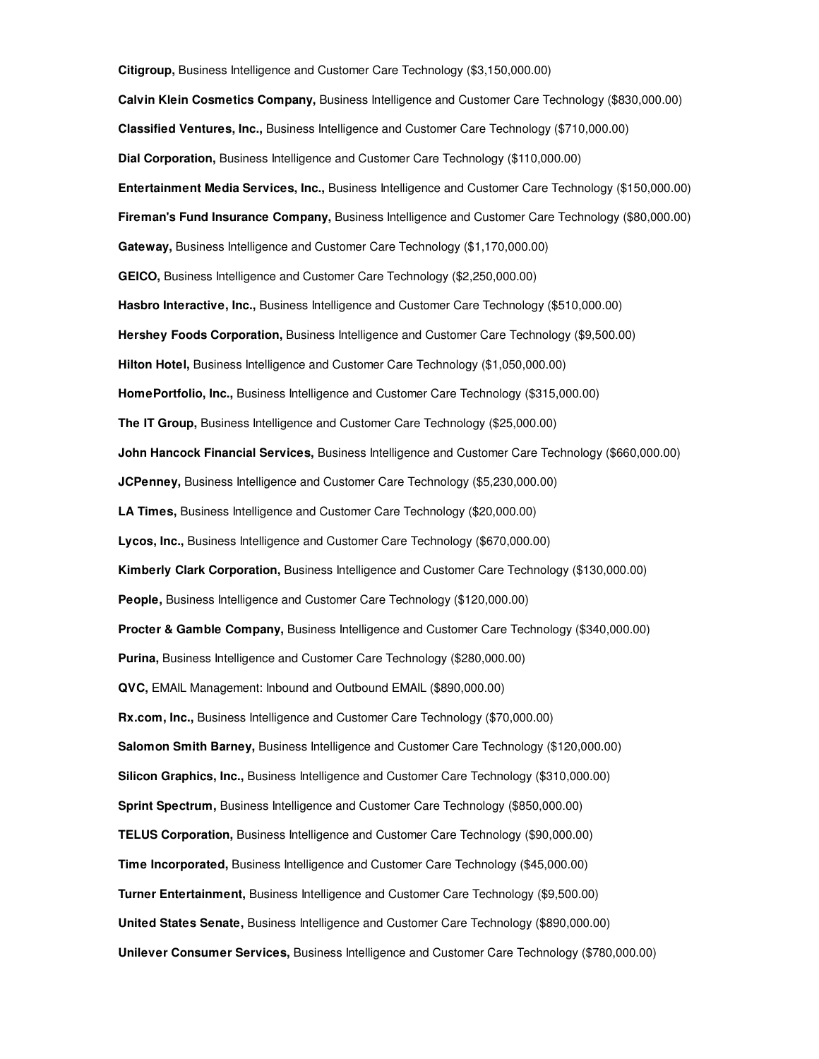**Citigroup,** Business Intelligence and Customer Care Technology ($3,150,000.00)

**Calvin Klein Cosmetics Company,** Business Intelligence and Customer Care Technology ($830,000.00)

**Classified Ventures, Inc.,** Business Intelligence and Customer Care Technology ($710,000.00)

**Dial Corporation,** Business Intelligence and Customer Care Technology ($110,000.00)

**Entertainment Media Services, Inc.,** Business Intelligence and Customer Care Technology ($150,000.00)

**Fireman's Fund Insurance Company,** Business Intelligence and Customer Care Technology ($80,000.00)

**Gateway,** Business Intelligence and Customer Care Technology ($1,170,000.00)

**GEICO,** Business Intelligence and Customer Care Technology ($2,250,000.00)

**Hasbro Interactive, Inc.,** Business Intelligence and Customer Care Technology ($510,000.00)

**Hershey Foods Corporation,** Business Intelligence and Customer Care Technology ($9,500.00)

**Hilton Hotel,** Business Intelligence and Customer Care Technology ($1,050,000.00)

**HomePortfolio, Inc.,** Business Intelligence and Customer Care Technology ($315,000.00)

**The IT Group,** Business Intelligence and Customer Care Technology ($25,000.00)

**John Hancock Financial Services,** Business Intelligence and Customer Care Technology ($660,000.00)

**JCPenney,** Business Intelligence and Customer Care Technology ($5,230,000.00)

**LA Times,** Business Intelligence and Customer Care Technology ($20,000.00)

**Lycos, Inc.,** Business Intelligence and Customer Care Technology ($670,000.00)

**Kimberly Clark Corporation,** Business Intelligence and Customer Care Technology ($130,000.00)

**People,** Business Intelligence and Customer Care Technology ($120,000.00)

**Procter & Gamble Company,** Business Intelligence and Customer Care Technology ($340,000.00)

**Purina,** Business Intelligence and Customer Care Technology ($280,000.00)

**QVC,** EMAIL Management: Inbound and Outbound EMAIL ($890,000.00)

**Rx.com, Inc.,** Business Intelligence and Customer Care Technology ($70,000.00)

**Salomon Smith Barney,** Business Intelligence and Customer Care Technology ($120,000.00)

**Silicon Graphics, Inc.,** Business Intelligence and Customer Care Technology ($310,000.00)

**Sprint Spectrum,** Business Intelligence and Customer Care Technology ($850,000.00)

**TELUS Corporation,** Business Intelligence and Customer Care Technology ($90,000.00)

**Time Incorporated,** Business Intelligence and Customer Care Technology ($45,000.00)

**Turner Entertainment,** Business Intelligence and Customer Care Technology ($9,500.00)

**United States Senate,** Business Intelligence and Customer Care Technology ($890,000.00)

**Unilever Consumer Services,** Business Intelligence and Customer Care Technology ($780,000.00)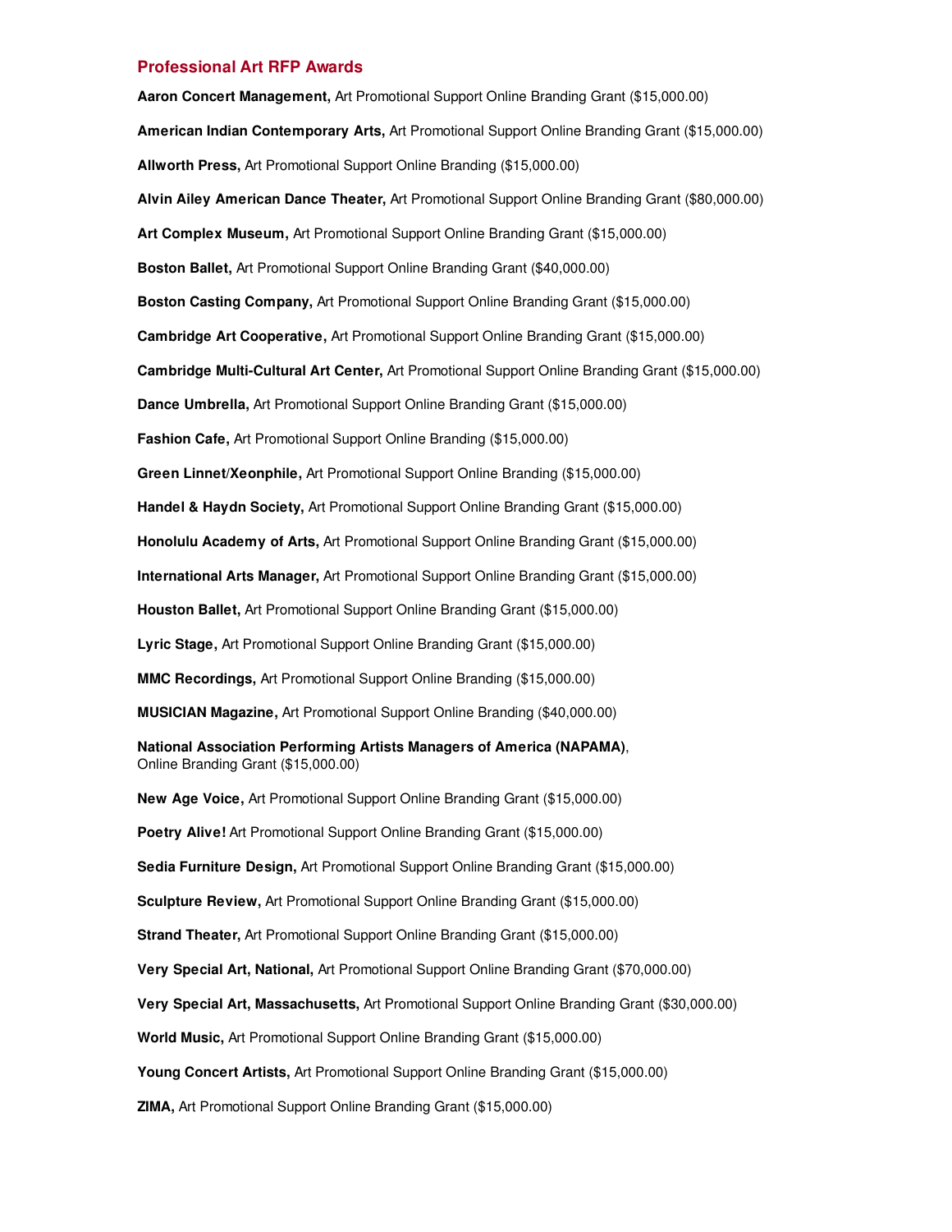## Professional Art RFP Awards

**Aaron Concert Management,** Art Promotional Support Online Branding Grant ($15,000.00)

**American Indian Contemporary Arts,** Art Promotional Support Online Branding Grant ($15,000.00)

**Allworth Press,** Art Promotional Support Online Branding ($15,000.00)

**Alvin Ailey American Dance Theater,** Art Promotional Support Online Branding Grant ($80,000.00)

**Art Complex Museum,** Art Promotional Support Online Branding Grant ($15,000.00)

**Boston Ballet,** Art Promotional Support Online Branding Grant ($40,000.00)

**Boston Casting Company,** Art Promotional Support Online Branding Grant ($15,000.00)

**Cambridge Art Cooperative,** Art Promotional Support Online Branding Grant ($15,000.00)

**Cambridge Multi-Cultural Art Center,** Art Promotional Support Online Branding Grant ($15,000.00)

**Dance Umbrella,** Art Promotional Support Online Branding Grant ($15,000.00)

**Fashion Cafe,** Art Promotional Support Online Branding ($15,000.00)

**Green Linnet/Xeonphile,** Art Promotional Support Online Branding ($15,000.00)

**Handel & Haydn Society,** Art Promotional Support Online Branding Grant ($15,000.00)

**Honolulu Academy of Arts,** Art Promotional Support Online Branding Grant ($15,000.00)

**International Arts Manager,** Art Promotional Support Online Branding Grant ($15,000.00)

**Houston Ballet,** Art Promotional Support Online Branding Grant ($15,000.00)

**Lyric Stage,** Art Promotional Support Online Branding Grant ($15,000.00)

**MMC Recordings,** Art Promotional Support Online Branding ($15,000.00)

**MUSICIAN Magazine,** Art Promotional Support Online Branding ($40,000.00)

**National Association Performing Artists Managers of America (NAPAMA)**,
Online Branding Grant ($15,000.00)

**New Age Voice,** Art Promotional Support Online Branding Grant ($15,000.00)

**Poetry Alive!** Art Promotional Support Online Branding Grant ($15,000.00)

**Sedia Furniture Design,** Art Promotional Support Online Branding Grant ($15,000.00)

**Sculpture Review,** Art Promotional Support Online Branding Grant ($15,000.00)

**Strand Theater,** Art Promotional Support Online Branding Grant ($15,000.00)

**Very Special Art, National,** Art Promotional Support Online Branding Grant ($70,000.00)

**Very Special Art, Massachusetts,** Art Promotional Support Online Branding Grant ($30,000.00)

**World Music,** Art Promotional Support Online Branding Grant ($15,000.00)

**Young Concert Artists,** Art Promotional Support Online Branding Grant ($15,000.00)

**ZIMA,** Art Promotional Support Online Branding Grant ($15,000.00)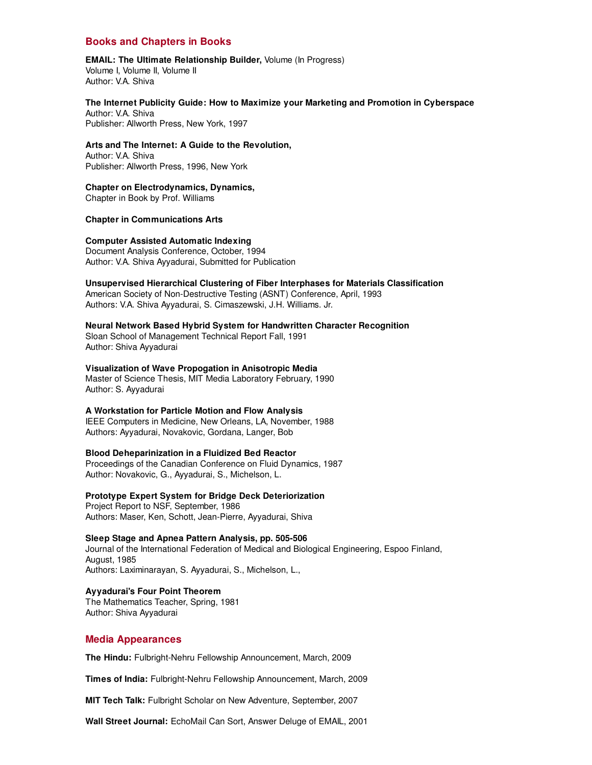## Books and Chapters in Books

**EMAIL: The Ultimate Relationship Builder,** Volume (In Progress)
Volume I, Volume II, Volume II
Author: V.A. Shiva

**The Internet Publicity Guide: How to Maximize your Marketing and Promotion in Cyberspace**
Author: V.A. Shiva
Publisher: Allworth Press, New York, 1997

**Arts and The Internet: A Guide to the Revolution,**
Author: V.A. Shiva
Publisher: Allworth Press, 1996, New York

**Chapter on Electrodynamics, Dynamics,**
Chapter in Book by Prof. Williams

**Chapter in Communications Arts**

**Computer Assisted Automatic Indexing**
Document Analysis Conference, October, 1994
Author: V.A. Shiva Ayyadurai, Submitted for Publication

**Unsupervised Hierarchical Clustering of Fiber Interphases for Materials Classification**
American Society of Non-Destructive Testing (ASNT) Conference, April, 1993
Authors: V.A. Shiva Ayyadurai, S. Cimaszewski, J.H. Williams. Jr.

**Neural Network Based Hybrid System for Handwritten Character Recognition**
Sloan School of Management Technical Report Fall, 1991
Author: Shiva Ayyadurai

**Visualization of Wave Propogation in Anisotropic Media**
Master of Science Thesis, MIT Media Laboratory February, 1990
Author: S. Ayyadurai

**A Workstation for Particle Motion and Flow Analysis**
IEEE Computers in Medicine, New Orleans, LA, November, 1988
Authors: Ayyadurai, Novakovic, Gordana, Langer, Bob

**Blood Deheparinization in a Fluidized Bed Reactor**
Proceedings of the Canadian Conference on Fluid Dynamics, 1987
Author: Novakovic, G., Ayyadurai, S., Michelson, L.

**Prototype Expert System for Bridge Deck Deteriorization**
Project Report to NSF, September, 1986
Authors: Maser, Ken, Schott, Jean-Pierre, Ayyadurai, Shiva

**Sleep Stage and Apnea Pattern Analysis, pp. 505-506**
Journal of the International Federation of Medical and Biological Engineering, Espoo Finland, August, 1985
Authors: Laximinarayan, S. Ayyadurai, S., Michelson, L.,

**Ayyadurai's Four Point Theorem**
The Mathematics Teacher, Spring, 1981
Author: Shiva Ayyadurai

## Media Appearances

**The Hindu:** Fulbright-Nehru Fellowship Announcement, March, 2009

**Times of India:** Fulbright-Nehru Fellowship Announcement, March, 2009

**MIT Tech Talk:** Fulbright Scholar on New Adventure, September, 2007

**Wall Street Journal:** EchoMail Can Sort, Answer Deluge of EMAIL, 2001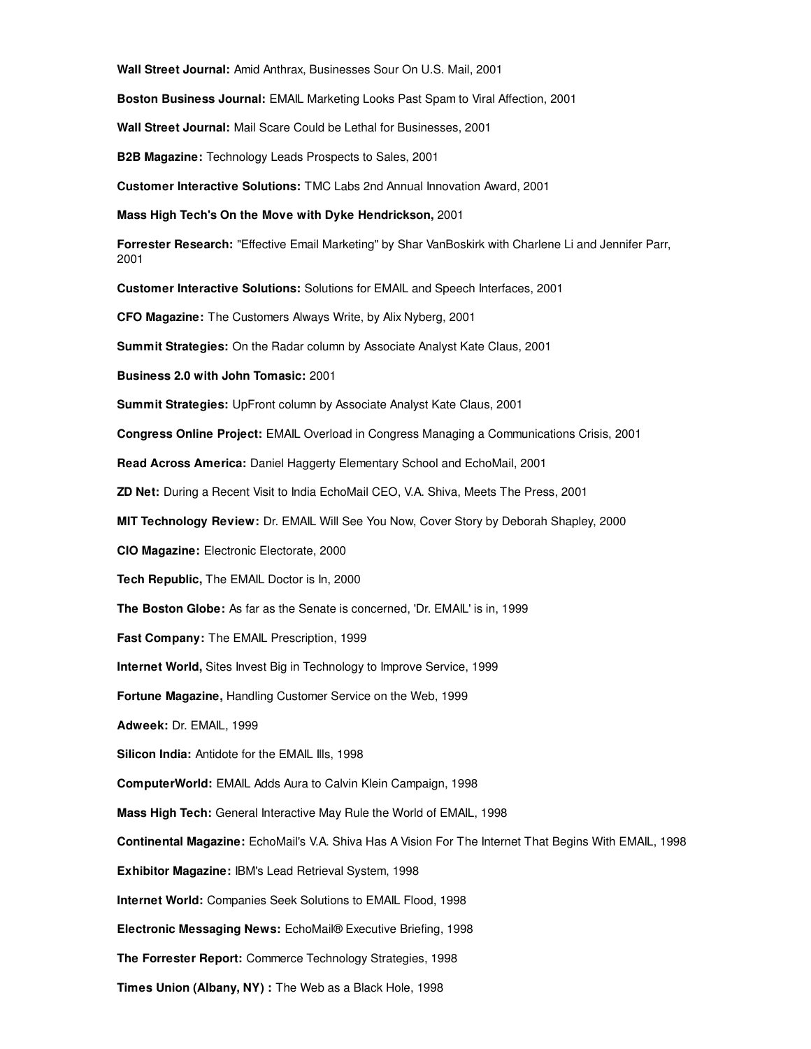**Wall Street Journal:** Amid Anthrax, Businesses Sour On U.S. Mail, 2001

**Boston Business Journal:** EMAIL Marketing Looks Past Spam to Viral Affection, 2001

**Wall Street Journal:** Mail Scare Could be Lethal for Businesses, 2001

**B2B Magazine:** Technology Leads Prospects to Sales, 2001

**Customer Interactive Solutions:** TMC Labs 2nd Annual Innovation Award, 2001

**Mass High Tech's On the Move with Dyke Hendrickson,** 2001

**Forrester Research:** "Effective Email Marketing" by Shar VanBoskirk with Charlene Li and Jennifer Parr, 2001

**Customer Interactive Solutions:** Solutions for EMAIL and Speech Interfaces, 2001

**CFO Magazine:** The Customers Always Write, by Alix Nyberg, 2001

**Summit Strategies:** On the Radar column by Associate Analyst Kate Claus, 2001

**Business 2.0 with John Tomasic:** 2001

**Summit Strategies:** UpFront column by Associate Analyst Kate Claus, 2001

**Congress Online Project:** EMAIL Overload in Congress Managing a Communications Crisis, 2001

**Read Across America:** Daniel Haggerty Elementary School and EchoMail, 2001

**ZD Net:** During a Recent Visit to India EchoMail CEO, V.A. Shiva, Meets The Press, 2001

**MIT Technology Review:** Dr. EMAIL Will See You Now, Cover Story by Deborah Shapley, 2000

**CIO Magazine:** Electronic Electorate, 2000

**Tech Republic,** The EMAIL Doctor is In, 2000

**The Boston Globe:** As far as the Senate is concerned, 'Dr. EMAIL' is in, 1999

**Fast Company:** The EMAIL Prescription, 1999

**Internet World,** Sites Invest Big in Technology to Improve Service, 1999

**Fortune Magazine,** Handling Customer Service on the Web, 1999

**Adweek:** Dr. EMAIL, 1999

**Silicon India:** Antidote for the EMAIL Ills, 1998

**ComputerWorld:** EMAIL Adds Aura to Calvin Klein Campaign, 1998

**Mass High Tech:** General Interactive May Rule the World of EMAIL, 1998

**Continental Magazine:** EchoMail's V.A. Shiva Has A Vision For The Internet That Begins With EMAIL, 1998

**Exhibitor Magazine:** IBM's Lead Retrieval System, 1998

**Internet World:** Companies Seek Solutions to EMAIL Flood, 1998

**Electronic Messaging News:** EchoMail® Executive Briefing, 1998

**The Forrester Report:** Commerce Technology Strategies, 1998

**Times Union (Albany, NY) :** The Web as a Black Hole, 1998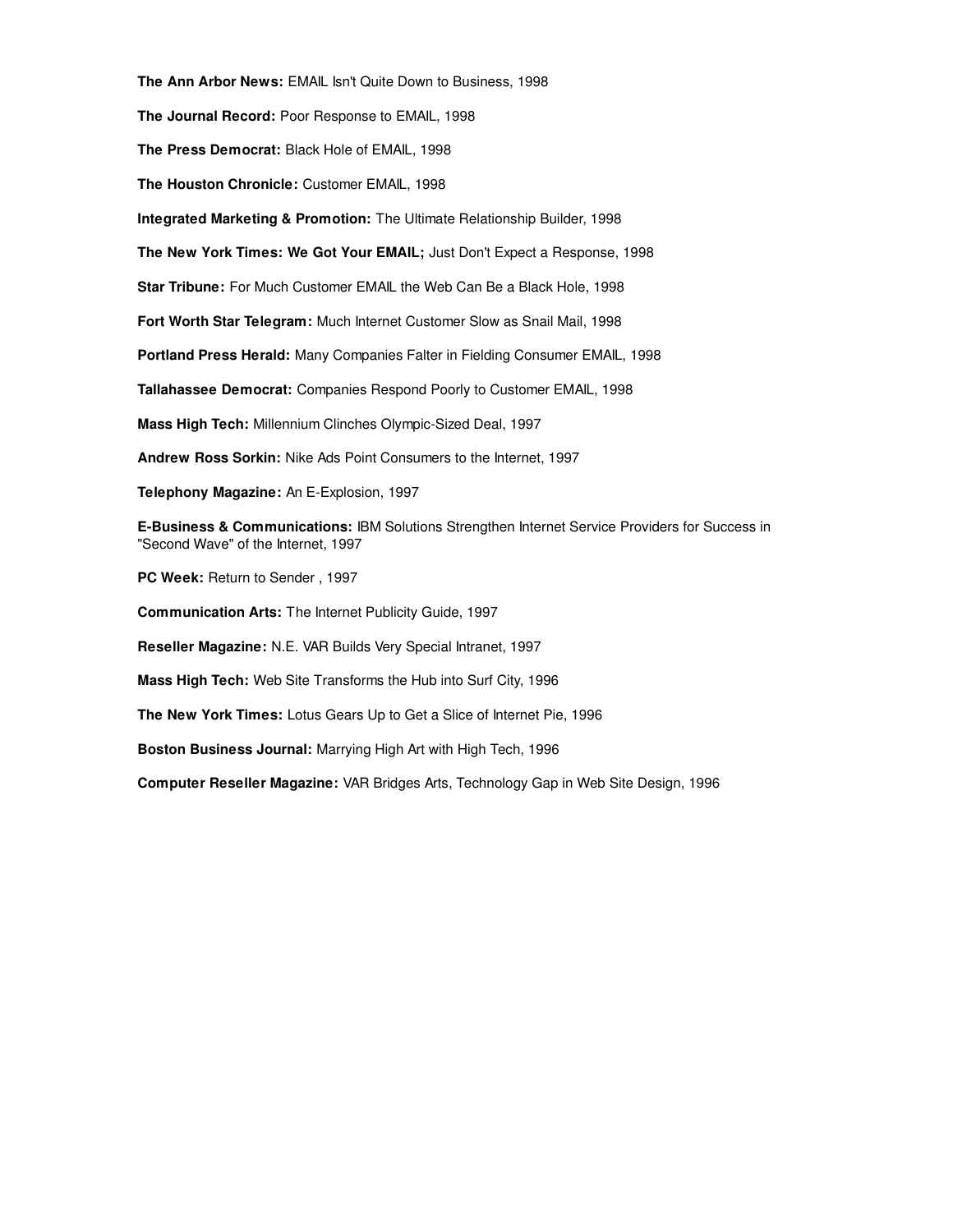**The Ann Arbor News:** EMAIL Isn't Quite Down to Business, 1998

**The Journal Record:** Poor Response to EMAIL, 1998

**The Press Democrat:** Black Hole of EMAIL, 1998

**The Houston Chronicle:** Customer EMAIL, 1998

**Integrated Marketing & Promotion:** The Ultimate Relationship Builder, 1998

**The New York Times: We Got Your EMAIL;** Just Don't Expect a Response, 1998

**Star Tribune:** For Much Customer EMAIL the Web Can Be a Black Hole, 1998

**Fort Worth Star Telegram:** Much Internet Customer Slow as Snail Mail, 1998

**Portland Press Herald:** Many Companies Falter in Fielding Consumer EMAIL, 1998

**Tallahassee Democrat:** Companies Respond Poorly to Customer EMAIL, 1998

**Mass High Tech:** Millennium Clinches Olympic-Sized Deal, 1997

**Andrew Ross Sorkin:** Nike Ads Point Consumers to the Internet, 1997

**Telephony Magazine:** An E-Explosion, 1997

**E-Business & Communications:** IBM Solutions Strengthen Internet Service Providers for Success in "Second Wave" of the Internet, 1997

**PC Week:** Return to Sender , 1997

**Communication Arts:** The Internet Publicity Guide, 1997

**Reseller Magazine:** N.E. VAR Builds Very Special Intranet, 1997

**Mass High Tech:** Web Site Transforms the Hub into Surf City, 1996

**The New York Times:** Lotus Gears Up to Get a Slice of Internet Pie, 1996

**Boston Business Journal:** Marrying High Art with High Tech, 1996

**Computer Reseller Magazine:** VAR Bridges Arts, Technology Gap in Web Site Design, 1996